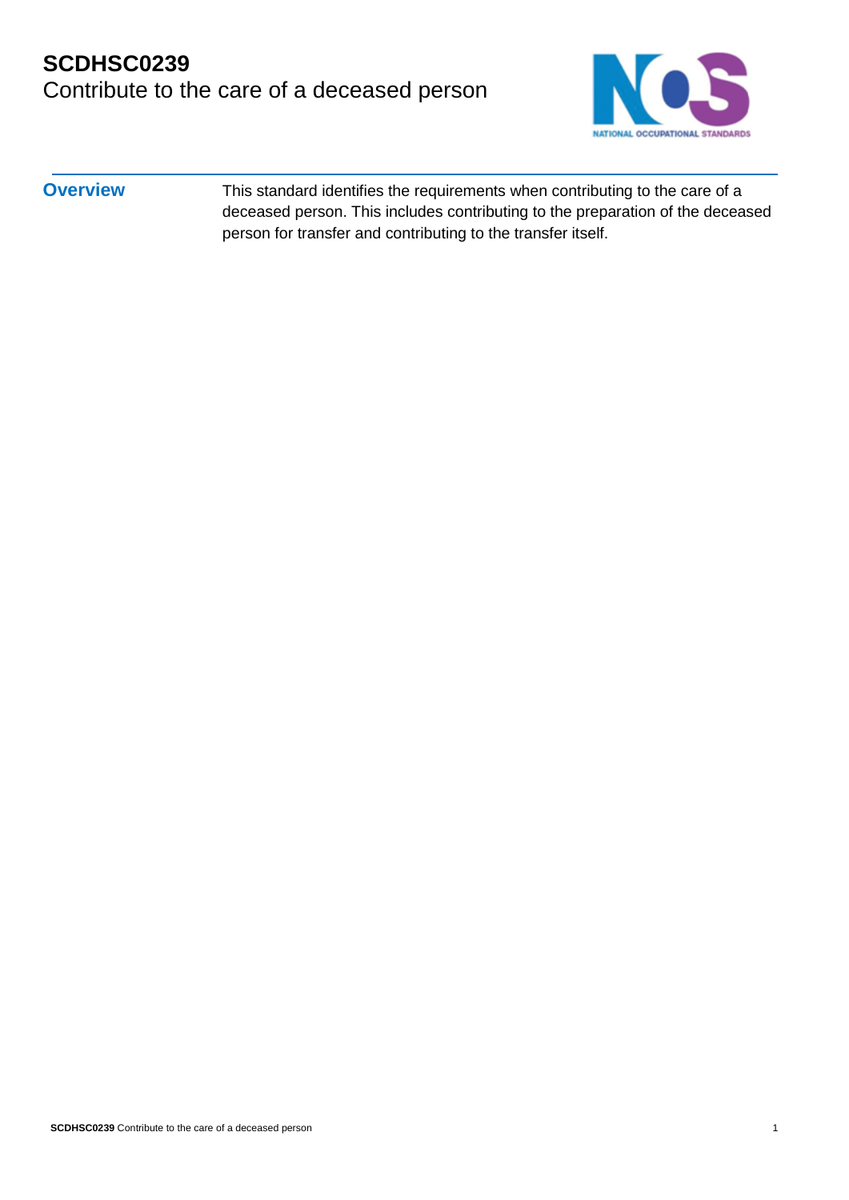# SCDHSC0239
## Contribute to the care of a deceased person

**Overview**

This standard identifies the requirements when contributing to the care of a deceased person. This includes contributing to the preparation of the deceased person for transfer and contributing to the transfer itself.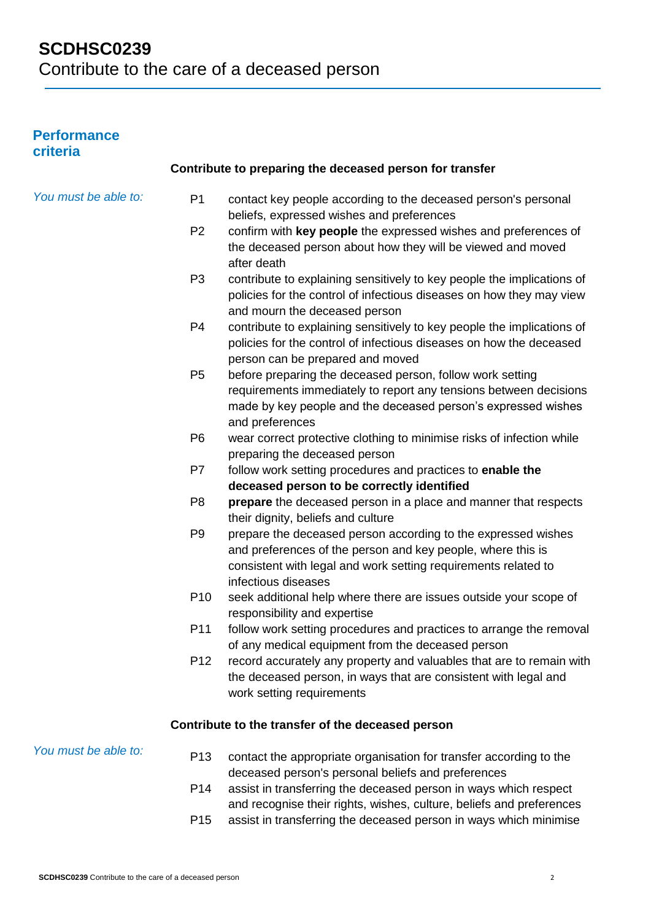# SCDHSC0239
Contribute to the care of a deceased person

## Performance criteria

### Contribute to preparing the deceased person for transfer

*You must be able to:*

- P1 contact key people according to the deceased person's personal beliefs, expressed wishes and preferences
- P2 confirm with **key people** the expressed wishes and preferences of the deceased person about how they will be viewed and moved after death
- P3 contribute to explaining sensitively to key people the implications of policies for the control of infectious diseases on how they may view and mourn the deceased person
- P4 contribute to explaining sensitively to key people the implications of policies for the control of infectious diseases on how the deceased person can be prepared and moved
- P5 before preparing the deceased person, follow work setting requirements immediately to report any tensions between decisions made by key people and the deceased person's expressed wishes and preferences
- P6 wear correct protective clothing to minimise risks of infection while preparing the deceased person
- P7 follow work setting procedures and practices to **enable the deceased person to be correctly identified**
- P8 **prepare** the deceased person in a place and manner that respects their dignity, beliefs and culture
- P9 prepare the deceased person according to the expressed wishes and preferences of the person and key people, where this is consistent with legal and work setting requirements related to infectious diseases
- P10 seek additional help where there are issues outside your scope of responsibility and expertise
- P11 follow work setting procedures and practices to arrange the removal of any medical equipment from the deceased person
- P12 record accurately any property and valuables that are to remain with the deceased person, in ways that are consistent with legal and work setting requirements

### Contribute to the transfer of the deceased person

*You must be able to:*

- P13 contact the appropriate organisation for transfer according to the deceased person's personal beliefs and preferences
- P14 assist in transferring the deceased person in ways which respect and recognise their rights, wishes, culture, beliefs and preferences
- P15 assist in transferring the deceased person in ways which minimise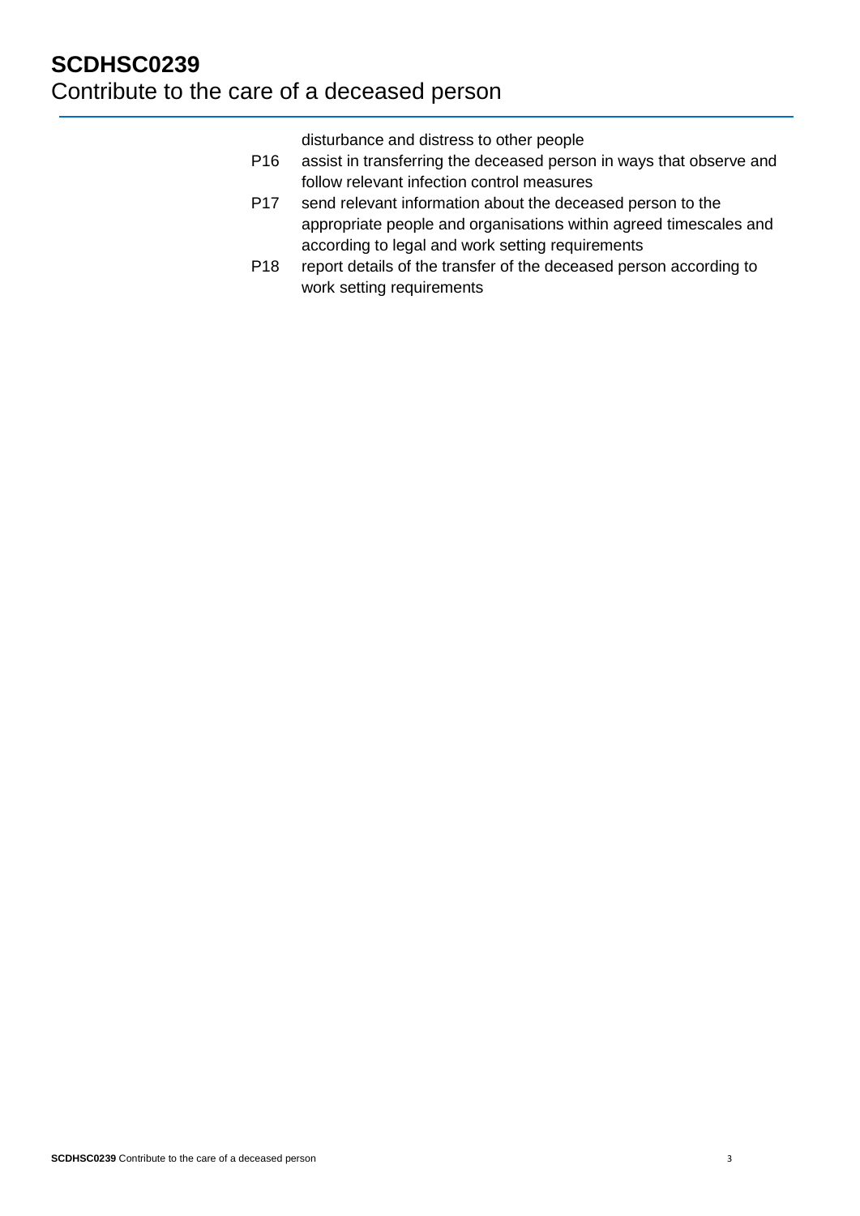disturbance and distress to other people

P16 assist in transferring the deceased person in ways that observe and follow relevant infection control measures

P17 send relevant information about the deceased person to the appropriate people and organisations within agreed timescales and according to legal and work setting requirements

P18 report details of the transfer of the deceased person according to work setting requirements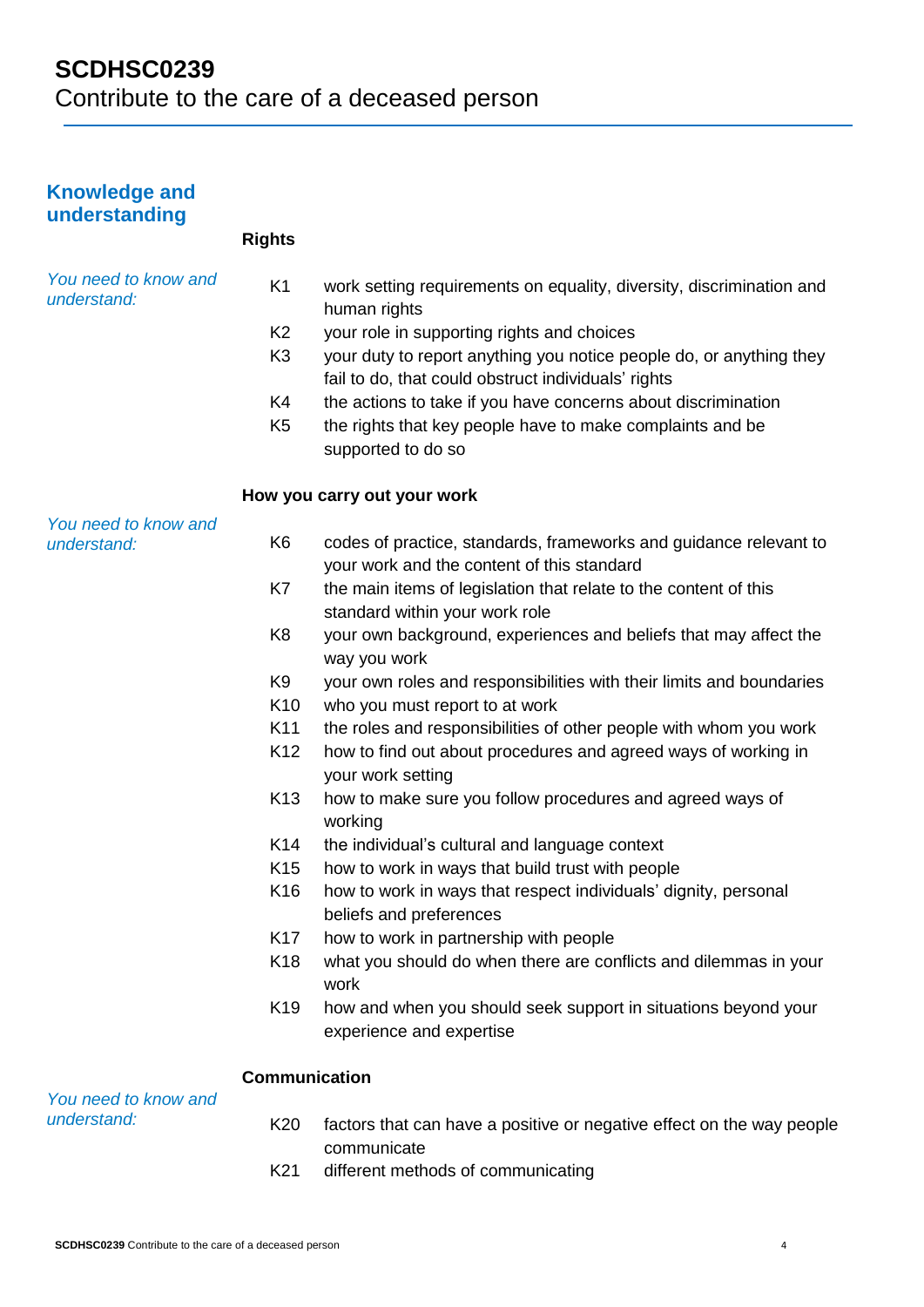# SCDHSC0239
Contribute to the care of a deceased person

## Knowledge and understanding

### Rights

*You need to know and understand:*

| | |
|---|---|
| K1 | work setting requirements on equality, diversity, discrimination and human rights |
| K2 | your role in supporting rights and choices |
| K3 | your duty to report anything you notice people do, or anything they fail to do, that could obstruct individuals' rights |
| K4 | the actions to take if you have concerns about discrimination |
| K5 | the rights that key people have to make complaints and be supported to do so |

### How you carry out your work

*You need to know and understand:*

| | |
|---|---|
| K6 | codes of practice, standards, frameworks and guidance relevant to your work and the content of this standard |
| K7 | the main items of legislation that relate to the content of this standard within your work role |
| K8 | your own background, experiences and beliefs that may affect the way you work |
| K9 | your own roles and responsibilities with their limits and boundaries |
| K10 | who you must report to at work |
| K11 | the roles and responsibilities of other people with whom you work |
| K12 | how to find out about procedures and agreed ways of working in your work setting |
| K13 | how to make sure you follow procedures and agreed ways of working |
| K14 | the individual's cultural and language context |
| K15 | how to work in ways that build trust with people |
| K16 | how to work in ways that respect individuals' dignity, personal beliefs and preferences |
| K17 | how to work in partnership with people |
| K18 | what you should do when there are conflicts and dilemmas in your work |
| K19 | how and when you should seek support in situations beyond your experience and expertise |

### Communication

*You need to know and understand:*

| | |
|---|---|
| K20 | factors that can have a positive or negative effect on the way people communicate |
| K21 | different methods of communicating |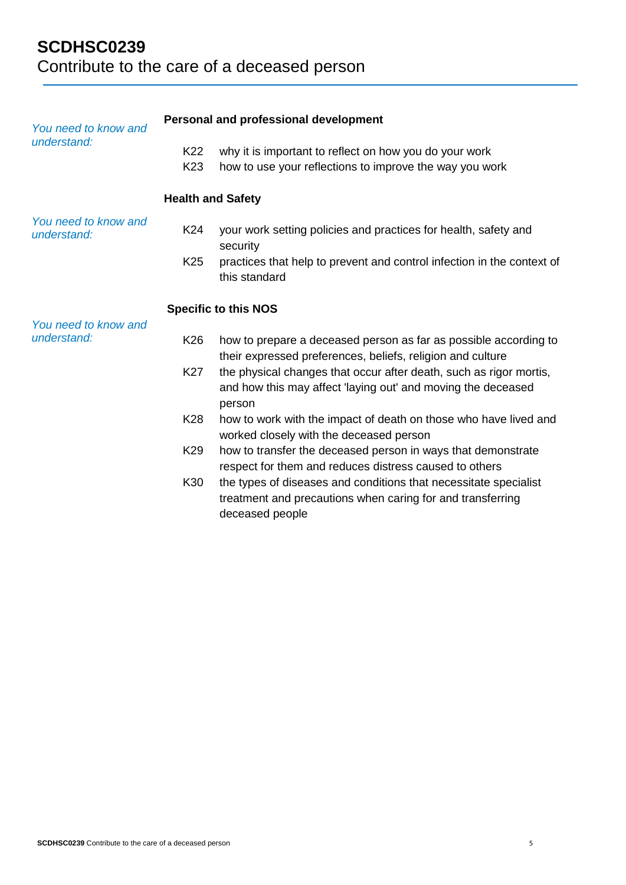# SCDHSC0239
Contribute to the care of a deceased person

*You need to know and understand:*

**Personal and professional development**

K22 why it is important to reflect on how you do your work
K23 how to use your reflections to improve the way you work

*You need to know and understand:*

**Health and Safety**

K24 your work setting policies and practices for health, safety and security
K25 practices that help to prevent and control infection in the context of this standard

*You need to know and understand:*

**Specific to this NOS**

K26 how to prepare a deceased person as far as possible according to their expressed preferences, beliefs, religion and culture
K27 the physical changes that occur after death, such as rigor mortis, and how this may affect 'laying out' and moving the deceased person
K28 how to work with the impact of death on those who have lived and worked closely with the deceased person
K29 how to transfer the deceased person in ways that demonstrate respect for them and reduces distress caused to others
K30 the types of diseases and conditions that necessitate specialist treatment and precautions when caring for and transferring deceased people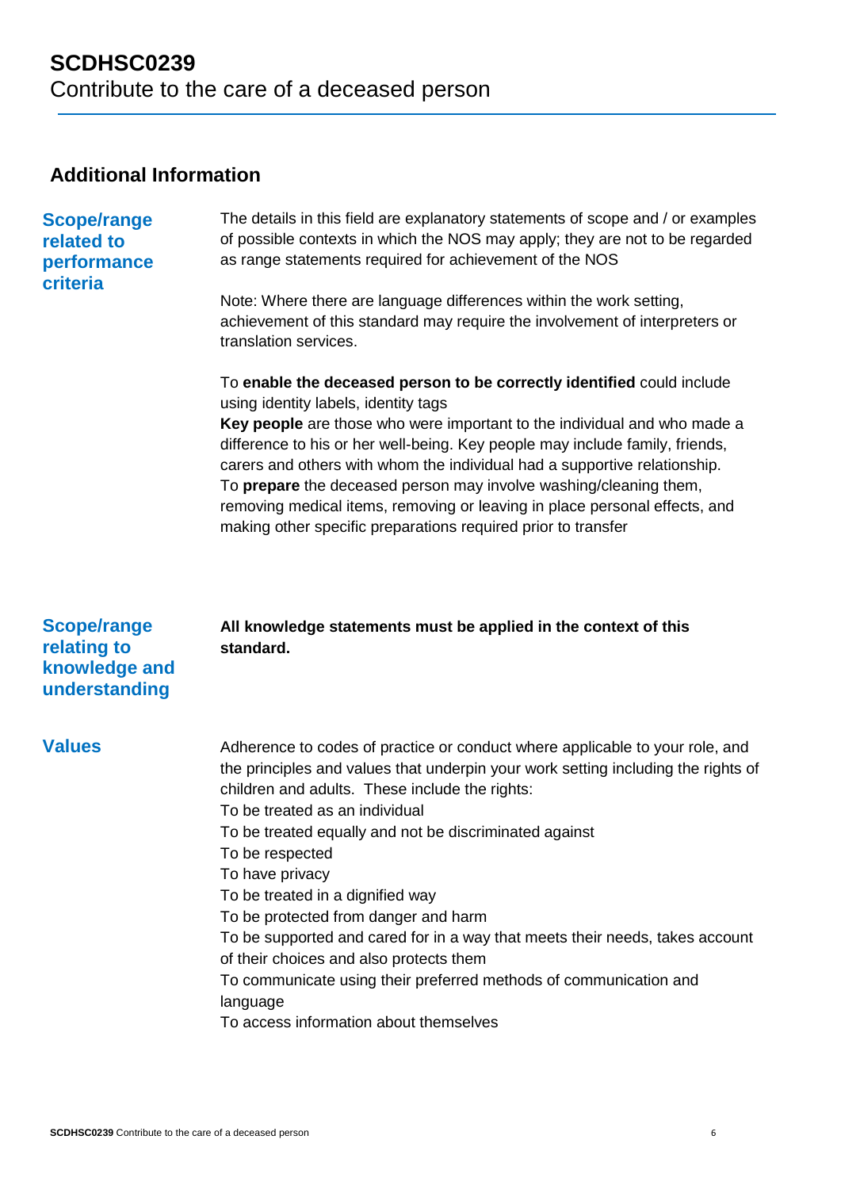# SCDHSC0239
Contribute to the care of a deceased person

## Additional Information

### Scope/range related to performance criteria

The details in this field are explanatory statements of scope and / or examples of possible contexts in which the NOS may apply; they are not to be regarded as range statements required for achievement of the NOS

Note: Where there are language differences within the work setting, achievement of this standard may require the involvement of interpreters or translation services.

To **enable the deceased person to be correctly identified** could include using identity labels, identity tags
**Key people** are those who were important to the individual and who made a difference to his or her well-being. Key people may include family, friends, carers and others with whom the individual had a supportive relationship.
To **prepare** the deceased person may involve washing/cleaning them, removing medical items, removing or leaving in place personal effects, and making other specific preparations required prior to transfer

### Scope/range relating to knowledge and understanding

**All knowledge statements must be applied in the context of this standard.**

### Values

Adherence to codes of practice or conduct where applicable to your role, and the principles and values that underpin your work setting including the rights of children and adults. These include the rights:
To be treated as an individual
To be treated equally and not be discriminated against
To be respected
To have privacy
To be treated in a dignified way
To be protected from danger and harm
To be supported and cared for in a way that meets their needs, takes account of their choices and also protects them
To communicate using their preferred methods of communication and language
To access information about themselves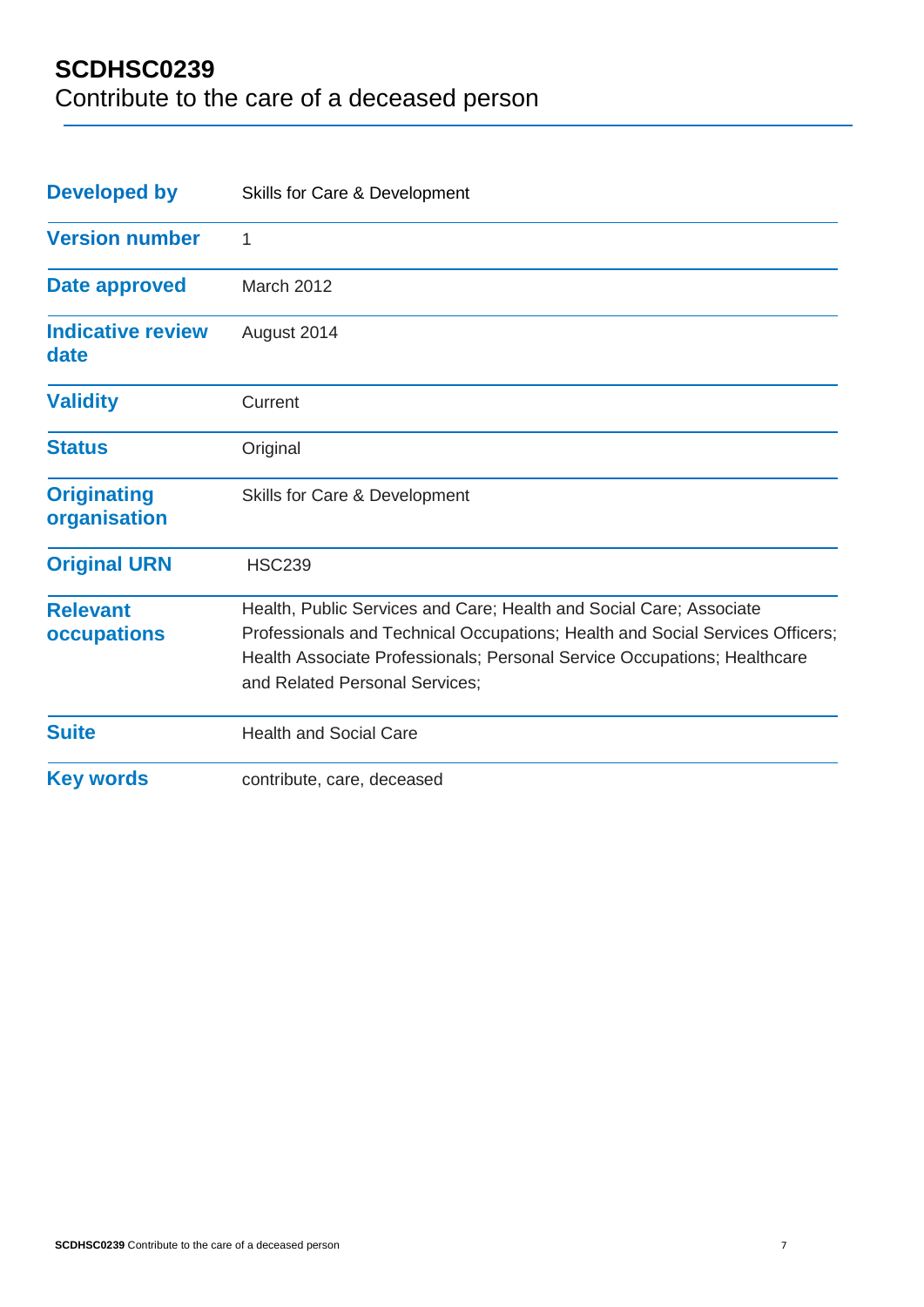# SCDHSC0239
Contribute to the care of a deceased person

| | |
|---|---|
| **Developed by** | Skills for Care & Development |
| **Version number** | 1 |
| **Date approved** | March 2012 |
| **Indicative review date** | August 2014 |
| **Validity** | Current |
| **Status** | Original |
| **Originating organisation** | Skills for Care & Development |
| **Original URN** | HSC239 |
| **Relevant occupations** | Health, Public Services and Care; Health and Social Care; Associate Professionals and Technical Occupations; Health and Social Services Officers; Health Associate Professionals; Personal Service Occupations; Healthcare and Related Personal Services; |
| **Suite** | Health and Social Care |
| **Key words** | contribute, care, deceased |